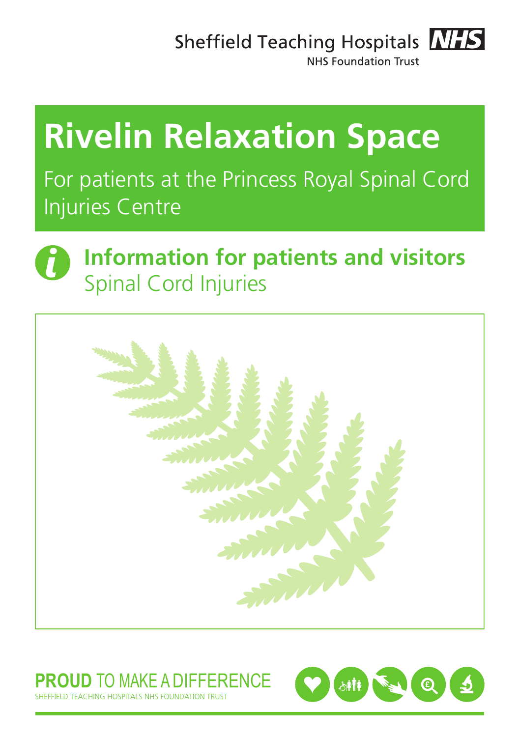Sheffield Teaching Hospitals NHS Foundation Trust

# Rivelin Relaxation Space

For patients at the Princess Royal Spinal Cord Injuries Centre

## Information for patients and visitors

Spinal Cord Injuries

**PROUD** TO MAKE A DIFFERENCE

SHEFFIELD TEACHING HOSPITALS NHS FOUNDATION TRUST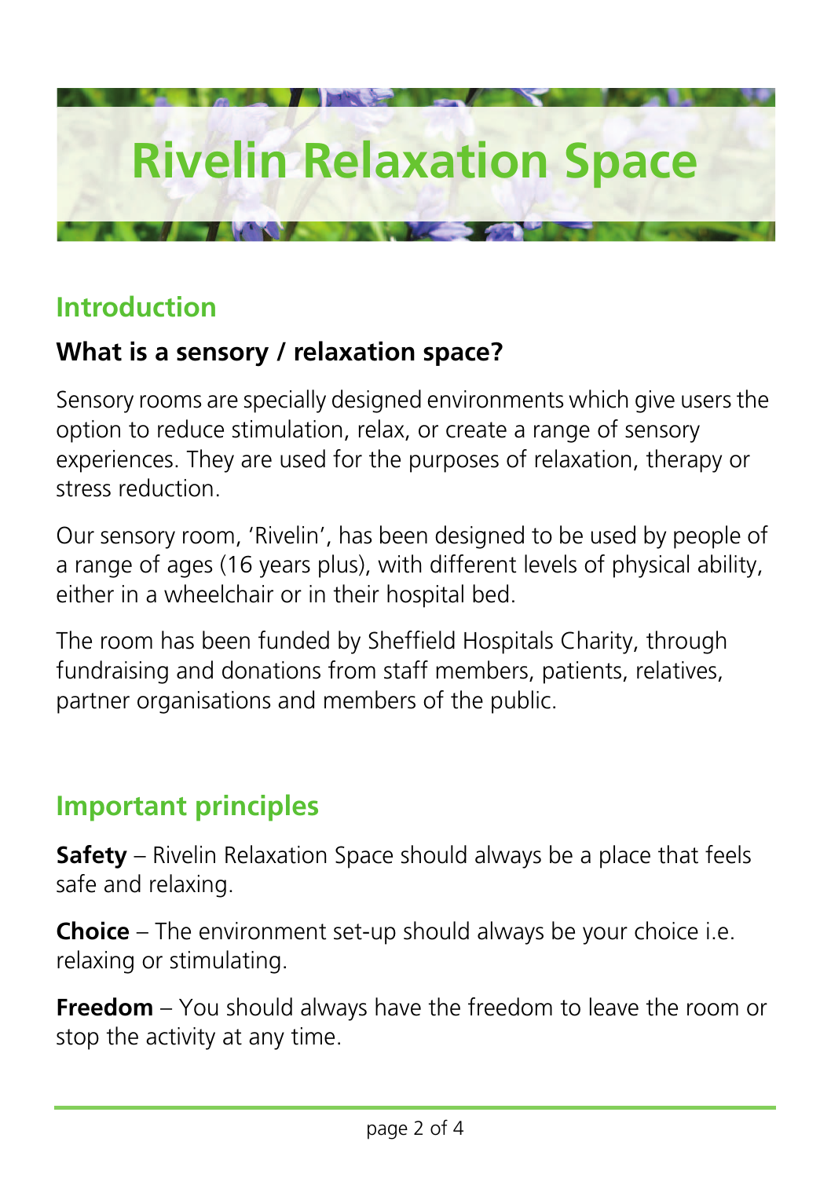# Rivelin Relaxation Space

## Introduction

### What is a sensory / relaxation space?

Sensory rooms are specially designed environments which give users the option to reduce stimulation, relax, or create a range of sensory experiences. They are used for the purposes of relaxation, therapy or stress reduction.

Our sensory room, 'Rivelin', has been designed to be used by people of a range of ages (16 years plus), with different levels of physical ability, either in a wheelchair or in their hospital bed.

The room has been funded by Sheffield Hospitals Charity, through fundraising and donations from staff members, patients, relatives, partner organisations and members of the public.

## Important principles

**Safety** – Rivelin Relaxation Space should always be a place that feels safe and relaxing.

**Choice** – The environment set-up should always be your choice i.e. relaxing or stimulating.

**Freedom** – You should always have the freedom to leave the room or stop the activity at any time.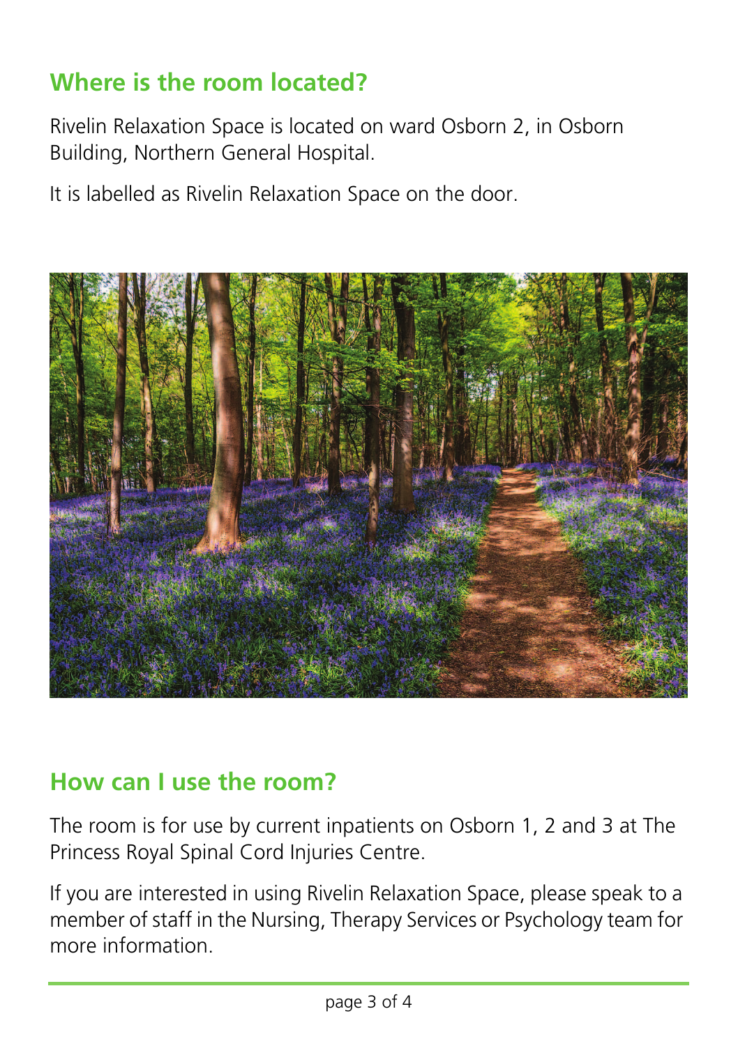## Where is the room located?

Rivelin Relaxation Space is located on ward Osborn 2, in Osborn Building, Northern General Hospital.

It is labelled as Rivelin Relaxation Space on the door.

## How can I use the room?

The room is for use by current inpatients on Osborn 1, 2 and 3 at The Princess Royal Spinal Cord Injuries Centre.

If you are interested in using Rivelin Relaxation Space, please speak to a member of staff in the Nursing, Therapy Services or Psychology team for more information.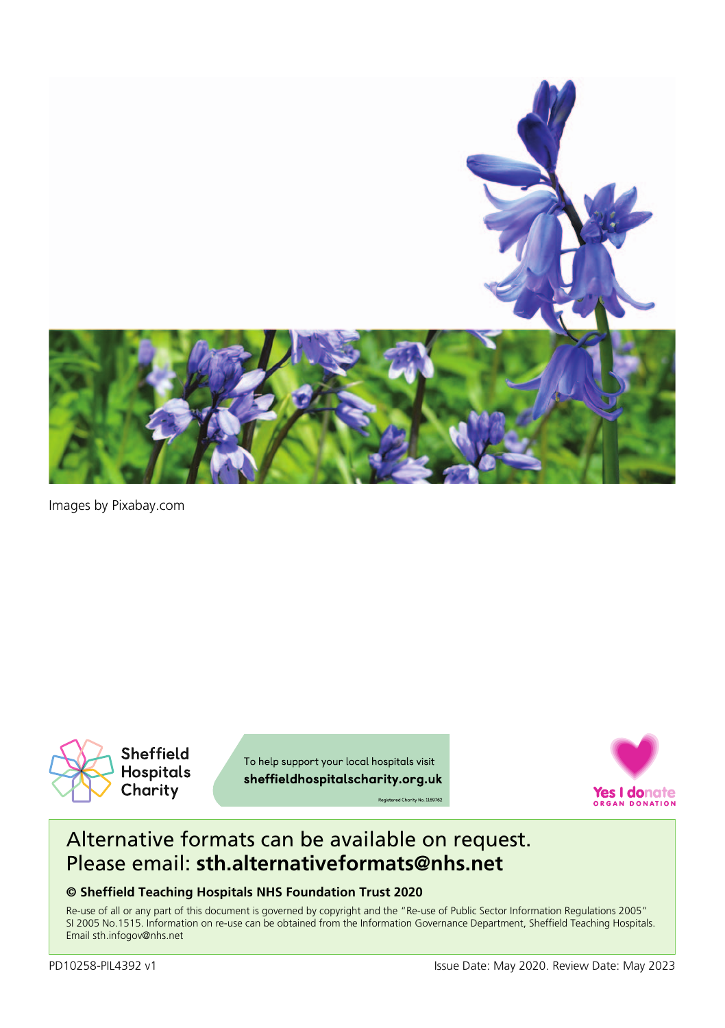Images by Pixabay.com

Sheffield Hospitals Charity

To help support your local hospitals visit **sheffieldhospitalscharity.org.uk**

Registered Charity No. 1169762

Yes I donate ORGAN DONATION

Alternative formats can be available on request.
Please email: **sth.alternativeformats@nhs.net**

**© Sheffield Teaching Hospitals NHS Foundation Trust 2020**

Re-use of all or any part of this document is governed by copyright and the "Re-use of Public Sector Information Regulations 2005" SI 2005 No.1515. Information on re-use can be obtained from the Information Governance Department, Sheffield Teaching Hospitals. Email sth.infogov@nhs.net

PD10258-PIL4392 v1

Issue Date: May 2020. Review Date: May 2023